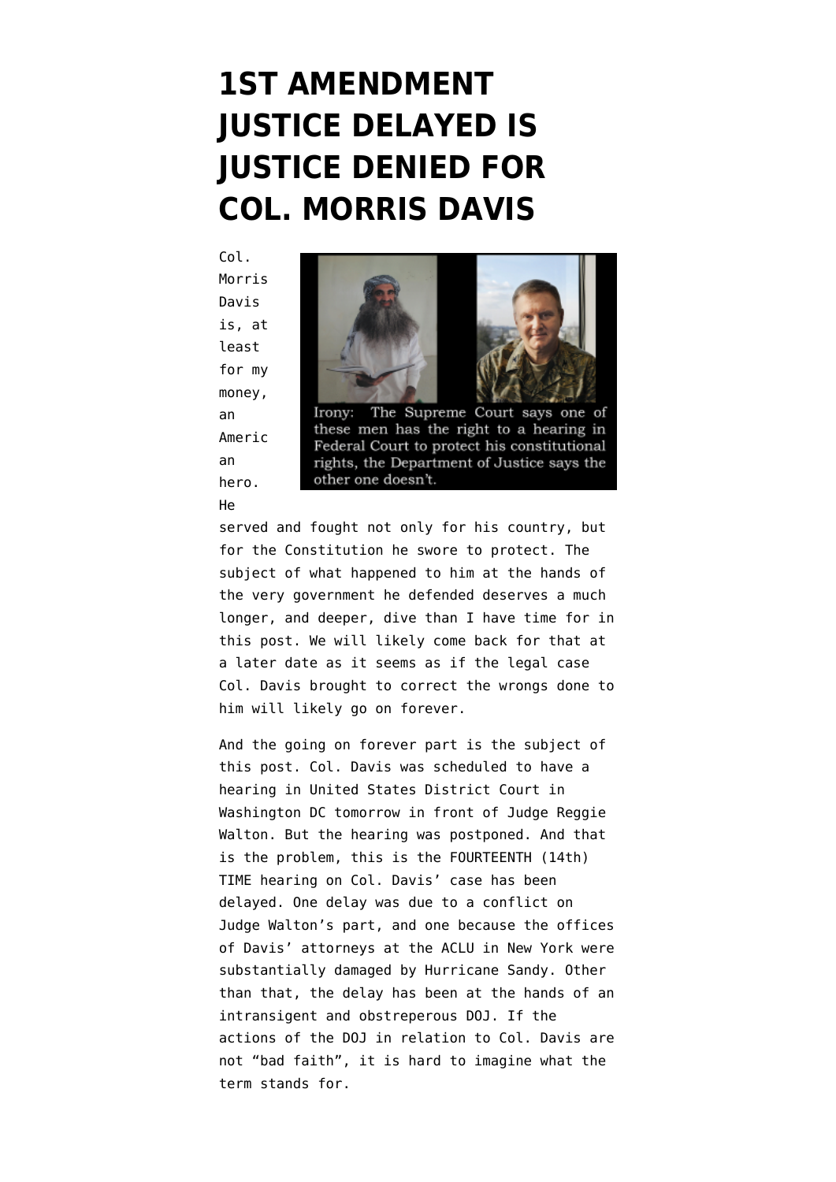# 1ST AMENDMENT JUSTICE DELAYED IS JUSTICE DENIED FOR COL. MORRIS DAVIS

Irony: The Supreme Court says one of these men has the right to a hearing in Federal Court to protect his constitutional rights, the Department of Justice says the other one doesn't.

Col. Morris Davis is, at least for my money, an American hero. He served and fought not only for his country, but for the Constitution he swore to protect. The subject of what happened to him at the hands of the very government he defended deserves a much longer, and deeper, dive than I have time for in this post. We will likely come back for that at a later date as it seems as if the legal case Col. Davis brought to correct the wrongs done to him will likely go on forever.

And the going on forever part is the subject of this post. Col. Davis was scheduled to have a hearing in United States District Court in Washington DC tomorrow in front of Judge Reggie Walton. But the hearing was postponed. And that is the problem, this is the FOURTEENTH (14th) TIME hearing on Col. Davis' case has been delayed. One delay was due to a conflict on Judge Walton's part, and one because the offices of Davis' attorneys at the ACLU in New York were substantially damaged by Hurricane Sandy. Other than that, the delay has been at the hands of an intransigent and obstreperous DOJ. If the actions of the DOJ in relation to Col. Davis are not "bad faith", it is hard to imagine what the term stands for.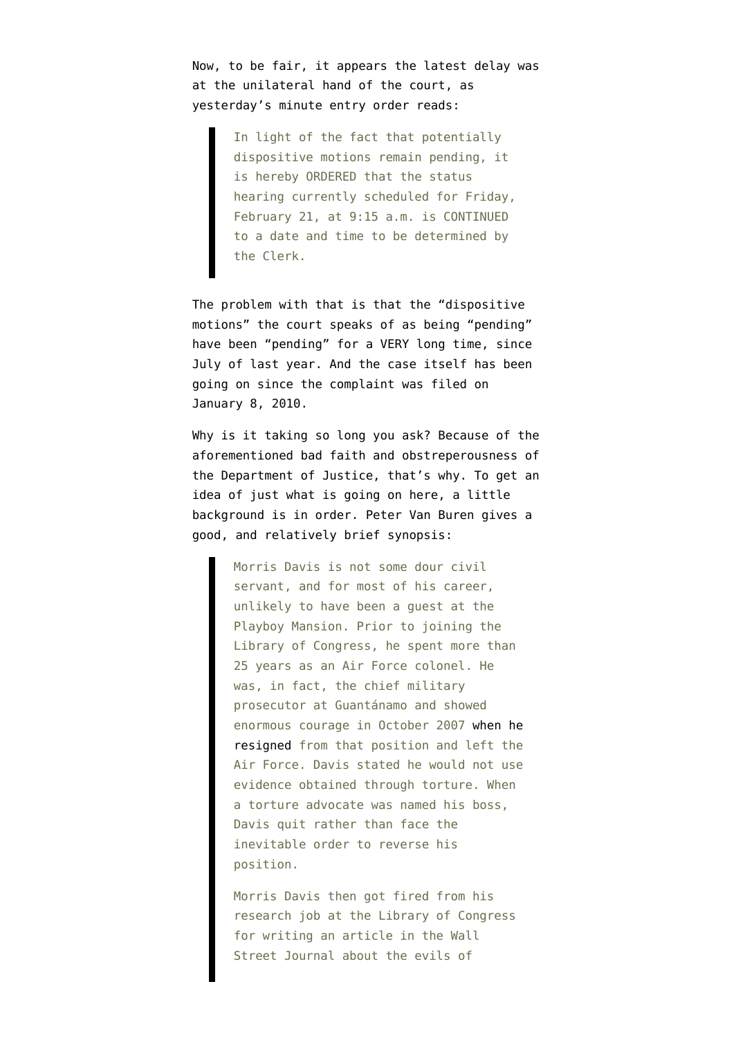Now, to be fair, it appears the latest delay was at the unilateral hand of the court, as yesterday's minute entry order reads:

> In light of the fact that potentially dispositive motions remain pending, it is hereby ORDERED that the status hearing currently scheduled for Friday, February 21, at 9:15 a.m. is CONTINUED to a date and time to be determined by the Clerk.

The problem with that is that the "dispositive motions" the court speaks of as being "pending" have been "pending" for a VERY long time, since July of last year. And the case itself has been going on since the complaint was filed on January 8, 2010.

Why is it taking so long you ask? Because of the aforementioned bad faith and obstreperousness of the Department of Justice, that's why. To get an idea of just what is going on here, a little background is in order. Peter Van Buren gives a good, and relatively brief synopsis:

> Morris Davis is not some dour civil servant, and for most of his career, unlikely to have been a guest at the Playboy Mansion. Prior to joining the Library of Congress, he spent more than 25 years as an Air Force colonel. He was, in fact, the chief military prosecutor at Guantánamo and showed enormous courage in October 2007 when he resigned from that position and left the Air Force. Davis stated he would not use evidence obtained through torture. When a torture advocate was named his boss, Davis quit rather than face the inevitable order to reverse his position.
>
> Morris Davis then got fired from his research job at the Library of Congress for writing an article in the Wall Street Journal about the evils of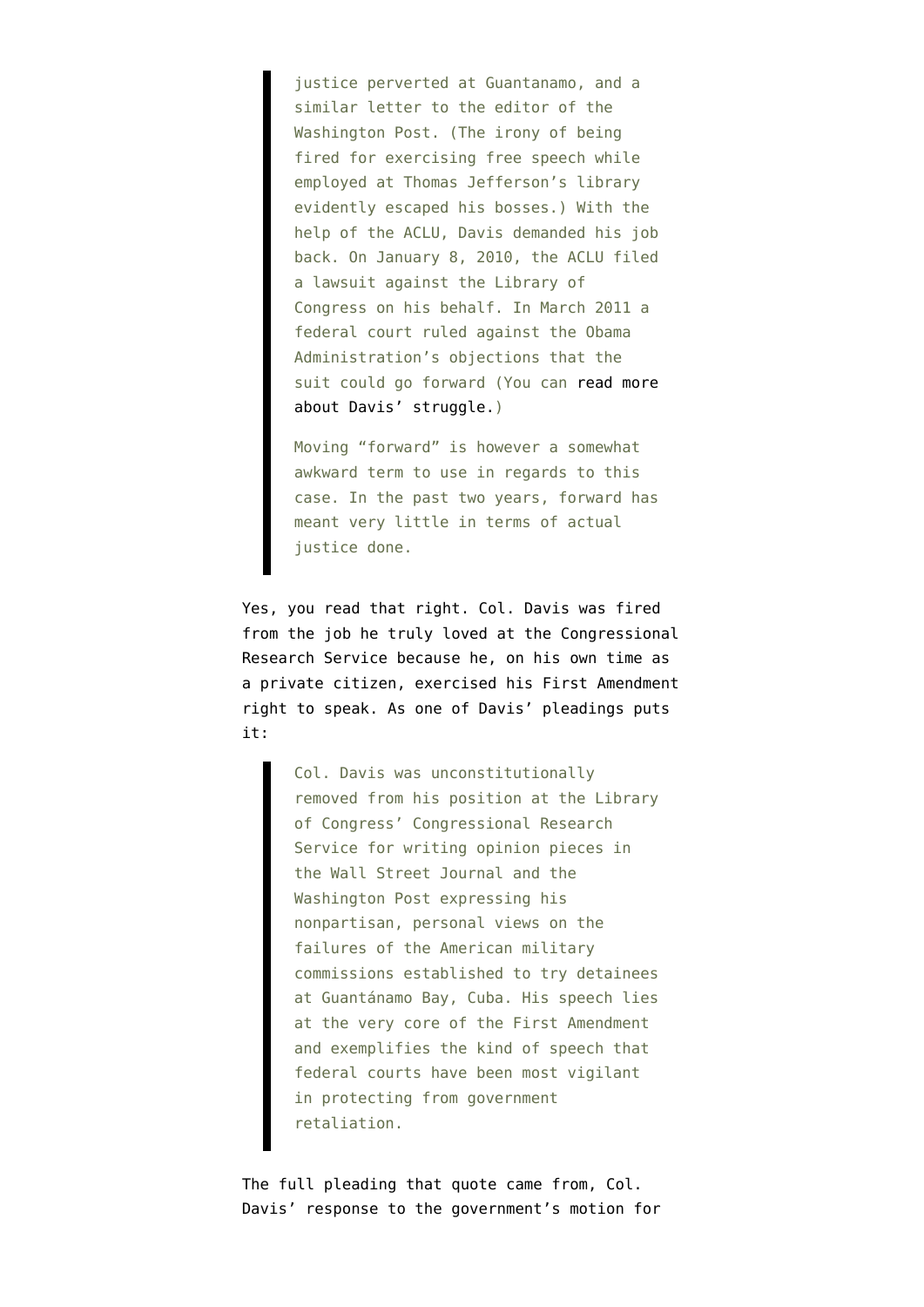> justice perverted at Guantanamo, and a similar letter to the editor of the Washington Post. (The irony of being fired for exercising free speech while employed at Thomas Jefferson's library evidently escaped his bosses.) With the help of the ACLU, Davis demanded his job back. On January 8, 2010, the ACLU filed a lawsuit against the Library of Congress on his behalf. In March 2011 a federal court ruled against the Obama Administration's objections that the suit could go forward (You can read more about Davis' struggle.)
>
> Moving "forward" is however a somewhat awkward term to use in regards to this case. In the past two years, forward has meant very little in terms of actual justice done.

Yes, you read that right. Col. Davis was fired from the job he truly loved at the Congressional Research Service because he, on his own time as a private citizen, exercised his First Amendment right to speak. As one of Davis' pleadings puts it:

> Col. Davis was unconstitutionally removed from his position at the Library of Congress' Congressional Research Service for writing opinion pieces in the Wall Street Journal and the Washington Post expressing his nonpartisan, personal views on the failures of the American military commissions established to try detainees at Guantánamo Bay, Cuba. His speech lies at the very core of the First Amendment and exemplifies the kind of speech that federal courts have been most vigilant in protecting from government retaliation.

The full pleading that quote came from, Col. Davis' response to the government's motion for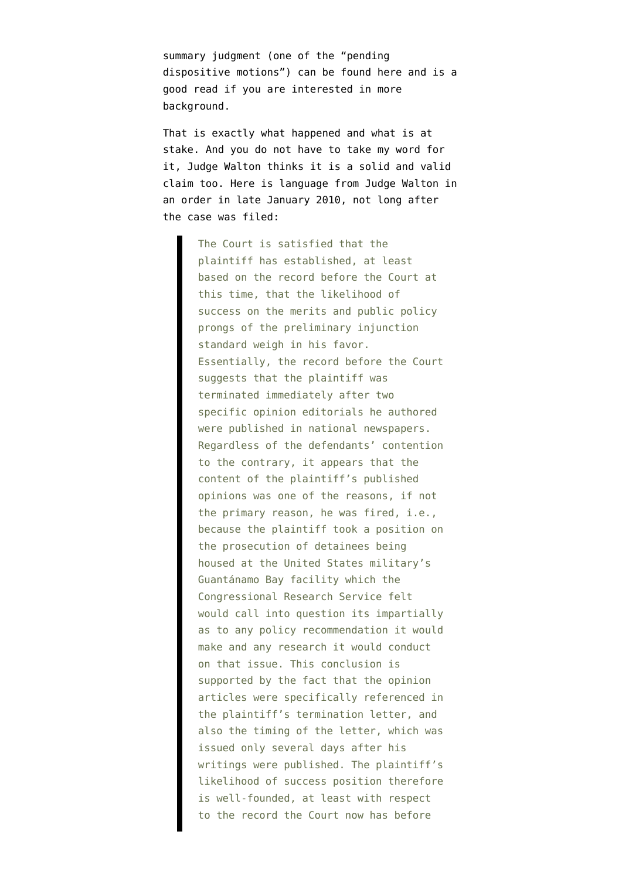summary judgment (one of the "pending dispositive motions") can be found here and is a good read if you are interested in more background.

That is exactly what happened and what is at stake. And you do not have to take my word for it, Judge Walton thinks it is a solid and valid claim too. Here is language from Judge Walton in an order in late January 2010, not long after the case was filed:

> The Court is satisfied that the plaintiff has established, at least based on the record before the Court at this time, that the likelihood of success on the merits and public policy prongs of the preliminary injunction standard weigh in his favor. Essentially, the record before the Court suggests that the plaintiff was terminated immediately after two specific opinion editorials he authored were published in national newspapers. Regardless of the defendants' contention to the contrary, it appears that the content of the plaintiff's published opinions was one of the reasons, if not the primary reason, he was fired, i.e., because the plaintiff took a position on the prosecution of detainees being housed at the United States military's Guantánamo Bay facility which the Congressional Research Service felt would call into question its impartially as to any policy recommendation it would make and any research it would conduct on that issue. This conclusion is supported by the fact that the opinion articles were specifically referenced in the plaintiff's termination letter, and also the timing of the letter, which was issued only several days after his writings were published. The plaintiff's likelihood of success position therefore is well-founded, at least with respect to the record the Court now has before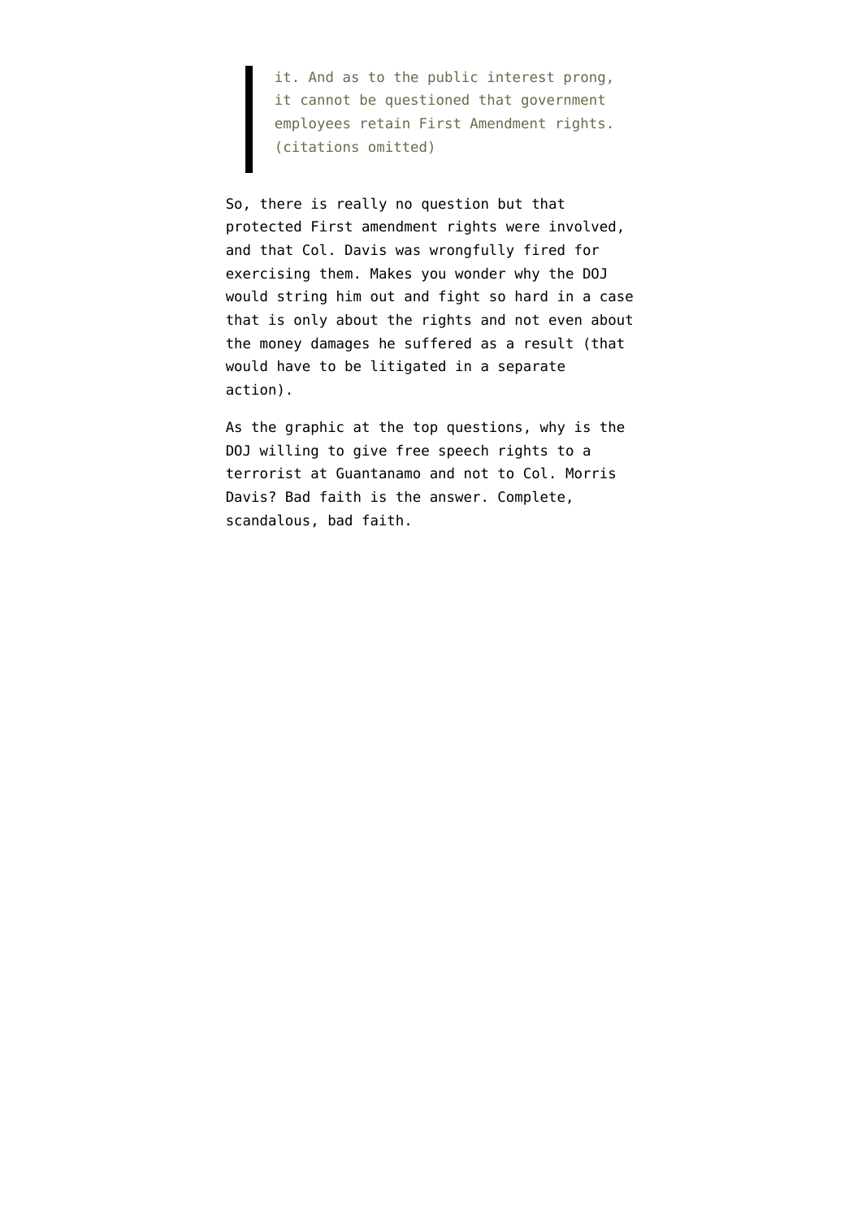> it. And as to the public interest prong, it cannot be questioned that government employees retain First Amendment rights. (citations omitted)

So, there is really no question but that protected First amendment rights were involved, and that Col. Davis was wrongfully fired for exercising them. Makes you wonder why the DOJ would string him out and fight so hard in a case that is only about the rights and not even about the money damages he suffered as a result (that would have to be litigated in a separate action).

As the graphic at the top questions, why is the DOJ willing to give free speech rights to a terrorist at Guantanamo and not to Col. Morris Davis? Bad faith is the answer. Complete, scandalous, bad faith.